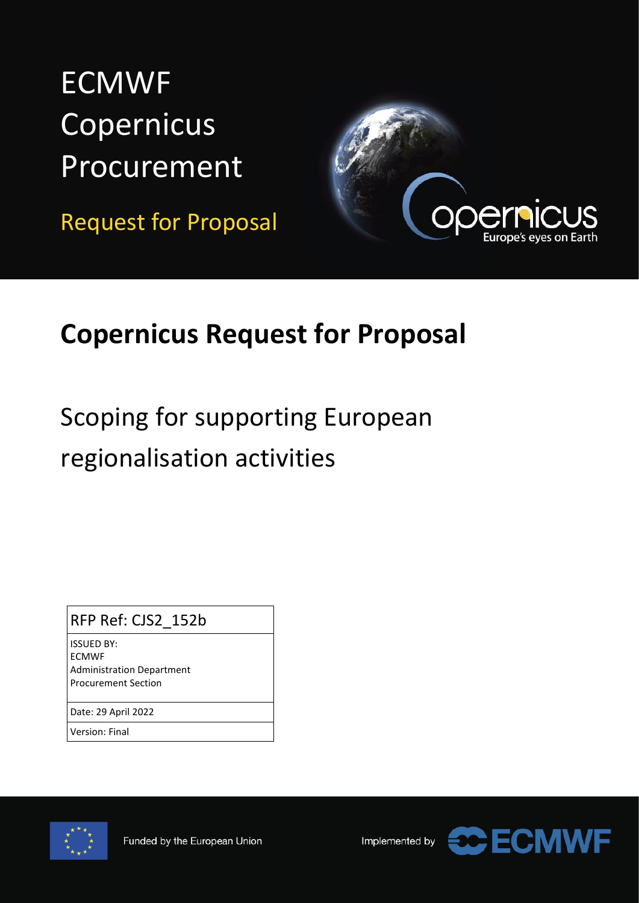# ECMWF Copernicus Procurement

Request for Proposal

# Copernicus Request for Proposal

## Scoping for supporting European regionalisation activities

| RFP Ref: CJS2_152b |
|---|
| ISSUED BY:<br>ECMWF<br>Administration Department<br>Procurement Section |
| Date: 29 April 2022 |
| Version: Final |

Funded by the European Union

Implemented by ECMWF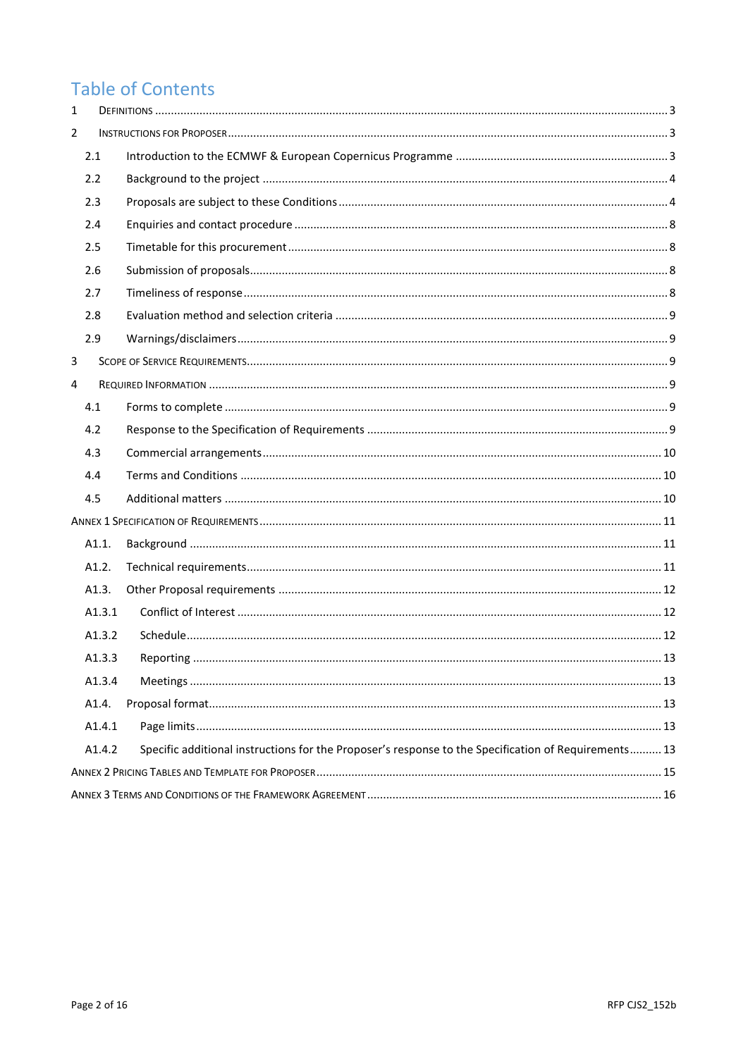# Table of Contents

1 DEFINITIONS ..... 3

2 INSTRUCTIONS FOR PROPOSER ..... 3

- 2.1 Introduction to the ECMWF & European Copernicus Programme ..... 3
- 2.2 Background to the project ..... 4
- 2.3 Proposals are subject to these Conditions ..... 4
- 2.4 Enquiries and contact procedure ..... 8
- 2.5 Timetable for this procurement ..... 8
- 2.6 Submission of proposals ..... 8
- 2.7 Timeliness of response ..... 8
- 2.8 Evaluation method and selection criteria ..... 9
- 2.9 Warnings/disclaimers ..... 9

3 SCOPE OF SERVICE REQUIREMENTS ..... 9

4 REQUIRED INFORMATION ..... 9

- 4.1 Forms to complete ..... 9
- 4.2 Response to the Specification of Requirements ..... 9
- 4.3 Commercial arrangements ..... 10
- 4.4 Terms and Conditions ..... 10
- 4.5 Additional matters ..... 10

ANNEX 1 SPECIFICATION OF REQUIREMENTS ..... 11

- A1.1. Background ..... 11
- A1.2. Technical requirements ..... 11
- A1.3. Other Proposal requirements ..... 12
  - A1.3.1 Conflict of Interest ..... 12
  - A1.3.2 Schedule ..... 12
  - A1.3.3 Reporting ..... 13
  - A1.3.4 Meetings ..... 13
- A1.4. Proposal format ..... 13
  - A1.4.1 Page limits ..... 13
  - A1.4.2 Specific additional instructions for the Proposer's response to the Specification of Requirements ..... 13

ANNEX 2 PRICING TABLES AND TEMPLATE FOR PROPOSER ..... 15

ANNEX 3 TERMS AND CONDITIONS OF THE FRAMEWORK AGREEMENT ..... 16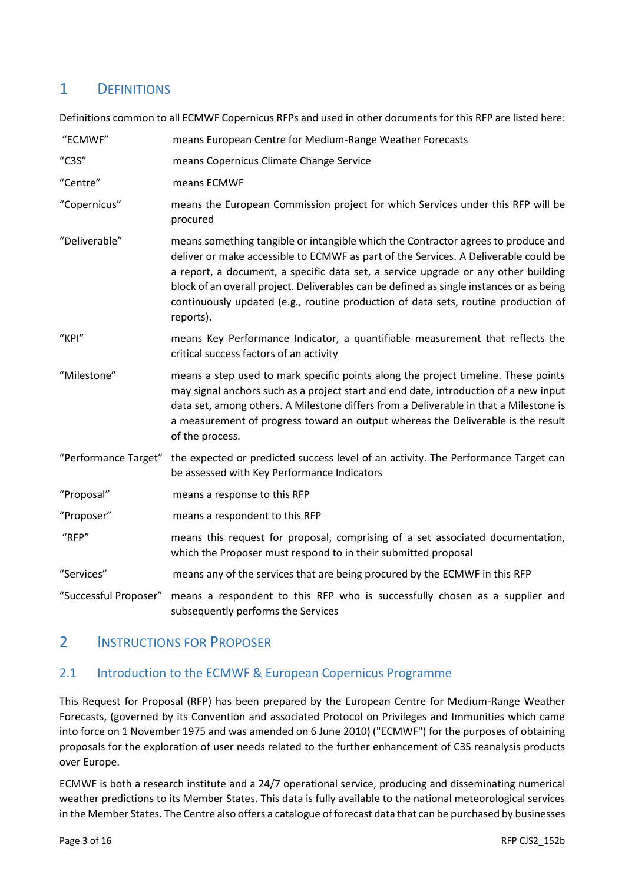# 1 DEFINITIONS

Definitions common to all ECMWF Copernicus RFPs and used in other documents for this RFP are listed here:

| | |
|---|---|
| "ECMWF" | means European Centre for Medium-Range Weather Forecasts |
| "C3S" | means Copernicus Climate Change Service |
| "Centre" | means ECMWF |
| "Copernicus" | means the European Commission project for which Services under this RFP will be procured |
| "Deliverable" | means something tangible or intangible which the Contractor agrees to produce and deliver or make accessible to ECMWF as part of the Services. A Deliverable could be a report, a document, a specific data set, a service upgrade or any other building block of an overall project. Deliverables can be defined as single instances or as being continuously updated (e.g., routine production of data sets, routine production of reports). |
| "KPI" | means Key Performance Indicator, a quantifiable measurement that reflects the critical success factors of an activity |
| "Milestone" | means a step used to mark specific points along the project timeline. These points may signal anchors such as a project start and end date, introduction of a new input data set, among others. A Milestone differs from a Deliverable in that a Milestone is a measurement of progress toward an output whereas the Deliverable is the result of the process. |
| "Performance Target" | the expected or predicted success level of an activity. The Performance Target can be assessed with Key Performance Indicators |
| "Proposal" | means a response to this RFP |
| "Proposer" | means a respondent to this RFP |
| "RFP" | means this request for proposal, comprising of a set associated documentation, which the Proposer must respond to in their submitted proposal |
| "Services" | means any of the services that are being procured by the ECMWF in this RFP |
| "Successful Proposer" | means a respondent to this RFP who is successfully chosen as a supplier and subsequently performs the Services |

# 2 INSTRUCTIONS FOR PROPOSER

## 2.1 Introduction to the ECMWF & European Copernicus Programme

This Request for Proposal (RFP) has been prepared by the European Centre for Medium-Range Weather Forecasts, (governed by its Convention and associated Protocol on Privileges and Immunities which came into force on 1 November 1975 and was amended on 6 June 2010) ("ECMWF") for the purposes of obtaining proposals for the exploration of user needs related to the further enhancement of C3S reanalysis products over Europe.

ECMWF is both a research institute and a 24/7 operational service, producing and disseminating numerical weather predictions to its Member States. This data is fully available to the national meteorological services in the Member States. The Centre also offers a catalogue of forecast data that can be purchased by businesses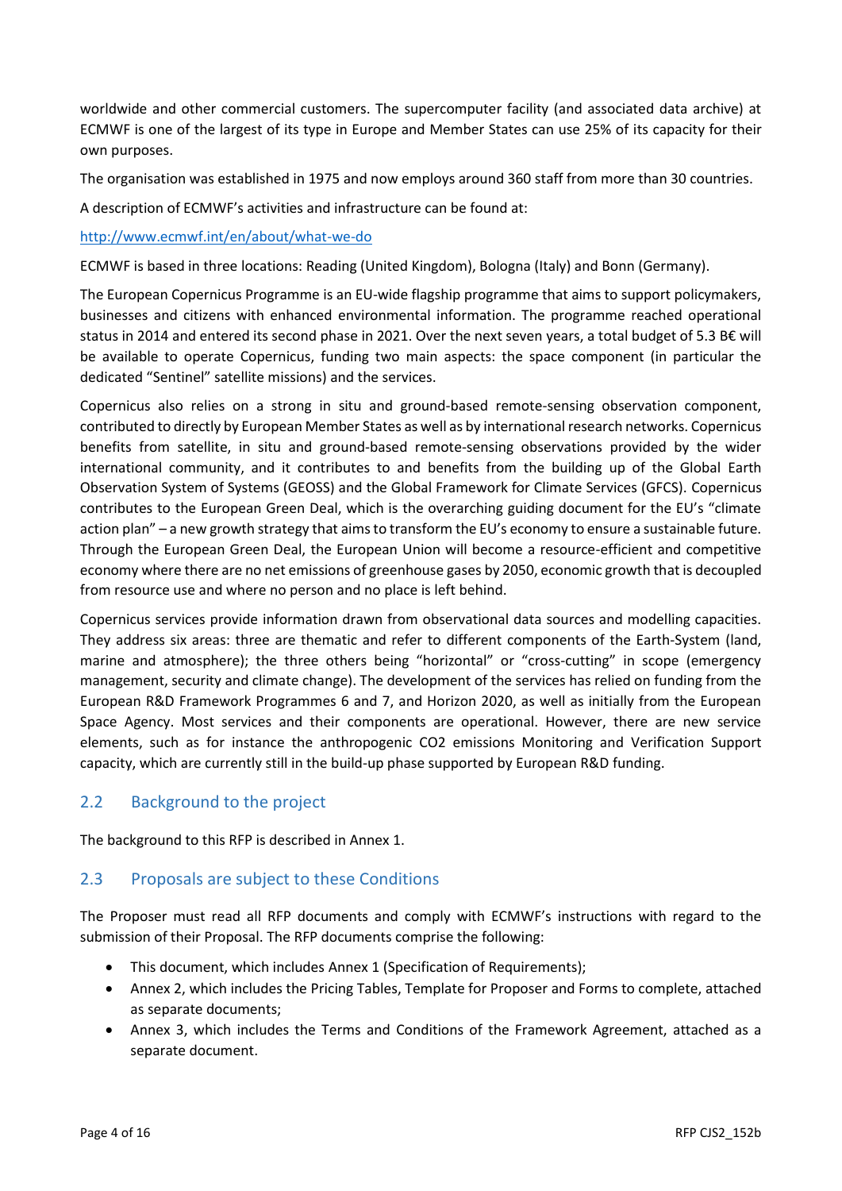worldwide and other commercial customers. The supercomputer facility (and associated data archive) at ECMWF is one of the largest of its type in Europe and Member States can use 25% of its capacity for their own purposes.

The organisation was established in 1975 and now employs around 360 staff from more than 30 countries.

A description of ECMWF's activities and infrastructure can be found at:

http://www.ecmwf.int/en/about/what-we-do

ECMWF is based in three locations: Reading (United Kingdom), Bologna (Italy) and Bonn (Germany).

The European Copernicus Programme is an EU-wide flagship programme that aims to support policymakers, businesses and citizens with enhanced environmental information. The programme reached operational status in 2014 and entered its second phase in 2021. Over the next seven years, a total budget of 5.3 B€ will be available to operate Copernicus, funding two main aspects: the space component (in particular the dedicated "Sentinel" satellite missions) and the services.

Copernicus also relies on a strong in situ and ground-based remote-sensing observation component, contributed to directly by European Member States as well as by international research networks. Copernicus benefits from satellite, in situ and ground-based remote-sensing observations provided by the wider international community, and it contributes to and benefits from the building up of the Global Earth Observation System of Systems (GEOSS) and the Global Framework for Climate Services (GFCS). Copernicus contributes to the European Green Deal, which is the overarching guiding document for the EU's "climate action plan" – a new growth strategy that aims to transform the EU's economy to ensure a sustainable future. Through the European Green Deal, the European Union will become a resource-efficient and competitive economy where there are no net emissions of greenhouse gases by 2050, economic growth that is decoupled from resource use and where no person and no place is left behind.

Copernicus services provide information drawn from observational data sources and modelling capacities. They address six areas: three are thematic and refer to different components of the Earth-System (land, marine and atmosphere); the three others being "horizontal" or "cross-cutting" in scope (emergency management, security and climate change). The development of the services has relied on funding from the European R&D Framework Programmes 6 and 7, and Horizon 2020, as well as initially from the European Space Agency. Most services and their components are operational. However, there are new service elements, such as for instance the anthropogenic $CO_2$ emissions Monitoring and Verification Support capacity, which are currently still in the build-up phase supported by European R&D funding.

## 2.2 Background to the project

The background to this RFP is described in Annex 1.

## 2.3 Proposals are subject to these Conditions

The Proposer must read all RFP documents and comply with ECMWF's instructions with regard to the submission of their Proposal. The RFP documents comprise the following:

- This document, which includes Annex 1 (Specification of Requirements);
- Annex 2, which includes the Pricing Tables, Template for Proposer and Forms to complete, attached as separate documents;
- Annex 3, which includes the Terms and Conditions of the Framework Agreement, attached as a separate document.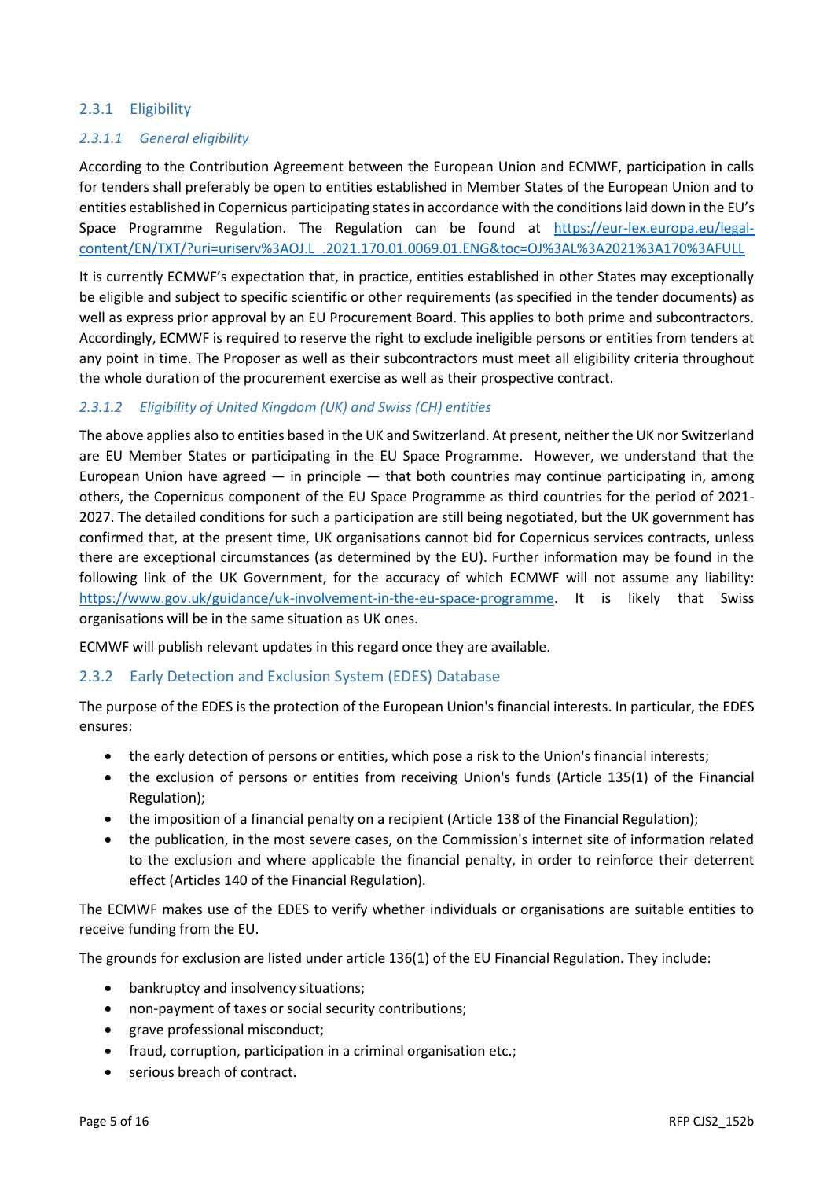### 2.3.1 Eligibility

#### *2.3.1.1 General eligibility*

According to the Contribution Agreement between the European Union and ECMWF, participation in calls for tenders shall preferably be open to entities established in Member States of the European Union and to entities established in Copernicus participating states in accordance with the conditions laid down in the EU's Space Programme Regulation. The Regulation can be found at https://eur-lex.europa.eu/legal-content/EN/TXT/?uri=uriserv%3AOJ.L_.2021.170.01.0069.01.ENG&toc=OJ%3AL%3A2021%3A170%3AFULL

It is currently ECMWF's expectation that, in practice, entities established in other States may exceptionally be eligible and subject to specific scientific or other requirements (as specified in the tender documents) as well as express prior approval by an EU Procurement Board. This applies to both prime and subcontractors. Accordingly, ECMWF is required to reserve the right to exclude ineligible persons or entities from tenders at any point in time. The Proposer as well as their subcontractors must meet all eligibility criteria throughout the whole duration of the procurement exercise as well as their prospective contract.

#### *2.3.1.2 Eligibility of United Kingdom (UK) and Swiss (CH) entities*

The above applies also to entities based in the UK and Switzerland. At present, neither the UK nor Switzerland are EU Member States or participating in the EU Space Programme. However, we understand that the European Union have agreed — in principle — that both countries may continue participating in, among others, the Copernicus component of the EU Space Programme as third countries for the period of 2021-2027. The detailed conditions for such a participation are still being negotiated, but the UK government has confirmed that, at the present time, UK organisations cannot bid for Copernicus services contracts, unless there are exceptional circumstances (as determined by the EU). Further information may be found in the following link of the UK Government, for the accuracy of which ECMWF will not assume any liability: https://www.gov.uk/guidance/uk-involvement-in-the-eu-space-programme. It is likely that Swiss organisations will be in the same situation as UK ones.

ECMWF will publish relevant updates in this regard once they are available.

### 2.3.2 Early Detection and Exclusion System (EDES) Database

The purpose of the EDES is the protection of the European Union's financial interests. In particular, the EDES ensures:

- the early detection of persons or entities, which pose a risk to the Union's financial interests;
- the exclusion of persons or entities from receiving Union's funds (Article 135(1) of the Financial Regulation);
- the imposition of a financial penalty on a recipient (Article 138 of the Financial Regulation);
- the publication, in the most severe cases, on the Commission's internet site of information related to the exclusion and where applicable the financial penalty, in order to reinforce their deterrent effect (Articles 140 of the Financial Regulation).

The ECMWF makes use of the EDES to verify whether individuals or organisations are suitable entities to receive funding from the EU.

The grounds for exclusion are listed under article 136(1) of the EU Financial Regulation. They include:

- bankruptcy and insolvency situations;
- non-payment of taxes or social security contributions;
- grave professional misconduct;
- fraud, corruption, participation in a criminal organisation etc.;
- serious breach of contract.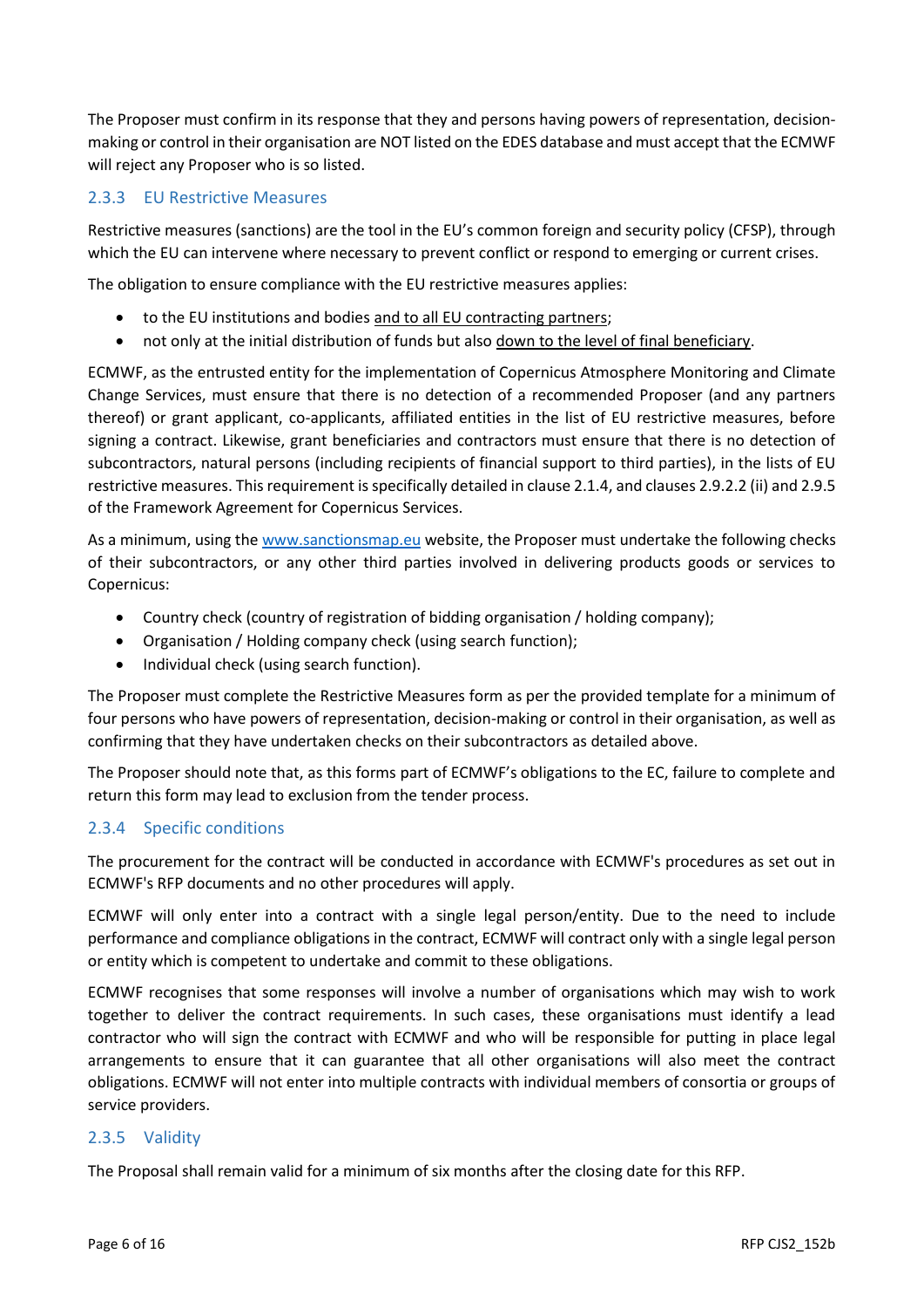The Proposer must confirm in its response that they and persons having powers of representation, decision-making or control in their organisation are NOT listed on the EDES database and must accept that the ECMWF will reject any Proposer who is so listed.

### 2.3.3 EU Restrictive Measures

Restrictive measures (sanctions) are the tool in the EU's common foreign and security policy (CFSP), through which the EU can intervene where necessary to prevent conflict or respond to emerging or current crises.

The obligation to ensure compliance with the EU restrictive measures applies:

- to the EU institutions and bodies <u>and to all EU contracting partners</u>;
- not only at the initial distribution of funds but also <u>down to the level of final beneficiary</u>.

ECMWF, as the entrusted entity for the implementation of Copernicus Atmosphere Monitoring and Climate Change Services, must ensure that there is no detection of a recommended Proposer (and any partners thereof) or grant applicant, co-applicants, affiliated entities in the list of EU restrictive measures, before signing a contract. Likewise, grant beneficiaries and contractors must ensure that there is no detection of subcontractors, natural persons (including recipients of financial support to third parties), in the lists of EU restrictive measures. This requirement is specifically detailed in clause 2.1.4, and clauses 2.9.2.2 (ii) and 2.9.5 of the Framework Agreement for Copernicus Services.

As a minimum, using the [www.sanctionsmap.eu](http://www.sanctionsmap.eu) website, the Proposer must undertake the following checks of their subcontractors, or any other third parties involved in delivering products goods or services to Copernicus:

- Country check (country of registration of bidding organisation / holding company);
- Organisation / Holding company check (using search function);
- Individual check (using search function).

The Proposer must complete the Restrictive Measures form as per the provided template for a minimum of four persons who have powers of representation, decision-making or control in their organisation, as well as confirming that they have undertaken checks on their subcontractors as detailed above.

The Proposer should note that, as this forms part of ECMWF's obligations to the EC, failure to complete and return this form may lead to exclusion from the tender process.

### 2.3.4 Specific conditions

The procurement for the contract will be conducted in accordance with ECMWF's procedures as set out in ECMWF's RFP documents and no other procedures will apply.

ECMWF will only enter into a contract with a single legal person/entity. Due to the need to include performance and compliance obligations in the contract, ECMWF will contract only with a single legal person or entity which is competent to undertake and commit to these obligations.

ECMWF recognises that some responses will involve a number of organisations which may wish to work together to deliver the contract requirements. In such cases, these organisations must identify a lead contractor who will sign the contract with ECMWF and who will be responsible for putting in place legal arrangements to ensure that it can guarantee that all other organisations will also meet the contract obligations. ECMWF will not enter into multiple contracts with individual members of consortia or groups of service providers.

### 2.3.5 Validity

The Proposal shall remain valid for a minimum of six months after the closing date for this RFP.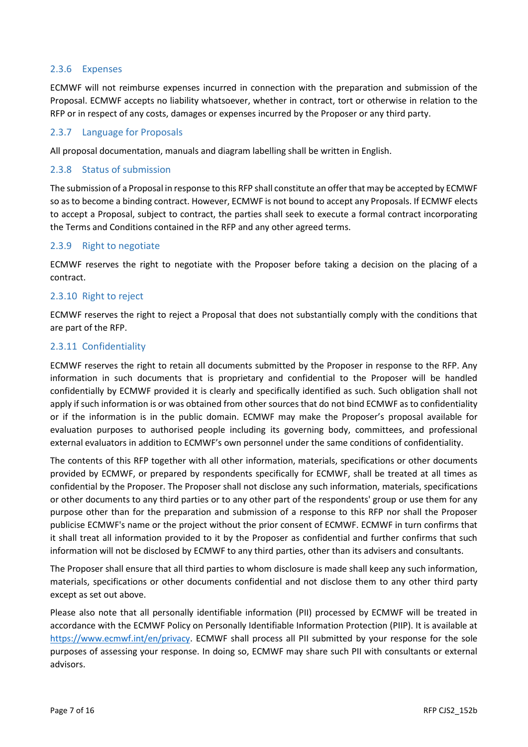### 2.3.6 Expenses

ECMWF will not reimburse expenses incurred in connection with the preparation and submission of the Proposal. ECMWF accepts no liability whatsoever, whether in contract, tort or otherwise in relation to the RFP or in respect of any costs, damages or expenses incurred by the Proposer or any third party.

### 2.3.7 Language for Proposals

All proposal documentation, manuals and diagram labelling shall be written in English.

### 2.3.8 Status of submission

The submission of a Proposal in response to this RFP shall constitute an offer that may be accepted by ECMWF so as to become a binding contract. However, ECMWF is not bound to accept any Proposals. If ECMWF elects to accept a Proposal, subject to contract, the parties shall seek to execute a formal contract incorporating the Terms and Conditions contained in the RFP and any other agreed terms.

### 2.3.9 Right to negotiate

ECMWF reserves the right to negotiate with the Proposer before taking a decision on the placing of a contract.

### 2.3.10 Right to reject

ECMWF reserves the right to reject a Proposal that does not substantially comply with the conditions that are part of the RFP.

### 2.3.11 Confidentiality

ECMWF reserves the right to retain all documents submitted by the Proposer in response to the RFP. Any information in such documents that is proprietary and confidential to the Proposer will be handled confidentially by ECMWF provided it is clearly and specifically identified as such. Such obligation shall not apply if such information is or was obtained from other sources that do not bind ECMWF as to confidentiality or if the information is in the public domain. ECMWF may make the Proposer's proposal available for evaluation purposes to authorised people including its governing body, committees, and professional external evaluators in addition to ECMWF's own personnel under the same conditions of confidentiality.

The contents of this RFP together with all other information, materials, specifications or other documents provided by ECMWF, or prepared by respondents specifically for ECMWF, shall be treated at all times as confidential by the Proposer. The Proposer shall not disclose any such information, materials, specifications or other documents to any third parties or to any other part of the respondents' group or use them for any purpose other than for the preparation and submission of a response to this RFP nor shall the Proposer publicise ECMWF's name or the project without the prior consent of ECMWF. ECMWF in turn confirms that it shall treat all information provided to it by the Proposer as confidential and further confirms that such information will not be disclosed by ECMWF to any third parties, other than its advisers and consultants.

The Proposer shall ensure that all third parties to whom disclosure is made shall keep any such information, materials, specifications or other documents confidential and not disclose them to any other third party except as set out above.

Please also note that all personally identifiable information (PII) processed by ECMWF will be treated in accordance with the ECMWF Policy on Personally Identifiable Information Protection (PIIP). It is available at [https://www.ecmwf.int/en/privacy](https://www.ecmwf.int/en/privacy). ECMWF shall process all PII submitted by your response for the sole purposes of assessing your response. In doing so, ECMWF may share such PII with consultants or external advisors.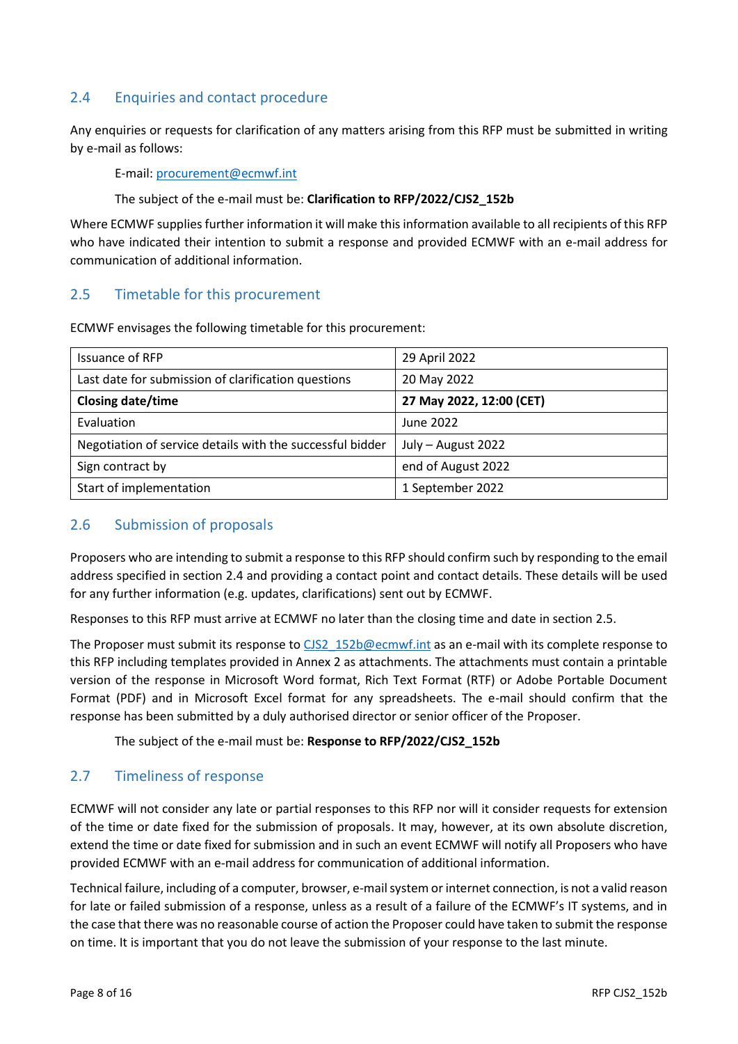## 2.4 Enquiries and contact procedure

Any enquiries or requests for clarification of any matters arising from this RFP must be submitted in writing by e-mail as follows:

E-mail: procurement@ecmwf.int

The subject of the e-mail must be: **Clarification to RFP/2022/CJS2_152b**

Where ECMWF supplies further information it will make this information available to all recipients of this RFP who have indicated their intention to submit a response and provided ECMWF with an e-mail address for communication of additional information.

## 2.5 Timetable for this procurement

ECMWF envisages the following timetable for this procurement:

| Issuance of RFP | 29 April 2022 |
|---|---|
| Last date for submission of clarification questions | 20 May 2022 |
| **Closing date/time** | **27 May 2022, 12:00 (CET)** |
| Evaluation | June 2022 |
| Negotiation of service details with the successful bidder | July – August 2022 |
| Sign contract by | end of August 2022 |
| Start of implementation | 1 September 2022 |

## 2.6 Submission of proposals

Proposers who are intending to submit a response to this RFP should confirm such by responding to the email address specified in section 2.4 and providing a contact point and contact details. These details will be used for any further information (e.g. updates, clarifications) sent out by ECMWF.

Responses to this RFP must arrive at ECMWF no later than the closing time and date in section 2.5.

The Proposer must submit its response to CJS2_152b@ecmwf.int as an e-mail with its complete response to this RFP including templates provided in Annex 2 as attachments. The attachments must contain a printable version of the response in Microsoft Word format, Rich Text Format (RTF) or Adobe Portable Document Format (PDF) and in Microsoft Excel format for any spreadsheets. The e-mail should confirm that the response has been submitted by a duly authorised director or senior officer of the Proposer.

The subject of the e-mail must be: **Response to RFP/2022/CJS2_152b**

## 2.7 Timeliness of response

ECMWF will not consider any late or partial responses to this RFP nor will it consider requests for extension of the time or date fixed for the submission of proposals. It may, however, at its own absolute discretion, extend the time or date fixed for submission and in such an event ECMWF will notify all Proposers who have provided ECMWF with an e-mail address for communication of additional information.

Technical failure, including of a computer, browser, e-mail system or internet connection, is not a valid reason for late or failed submission of a response, unless as a result of a failure of the ECMWF's IT systems, and in the case that there was no reasonable course of action the Proposer could have taken to submit the response on time. It is important that you do not leave the submission of your response to the last minute.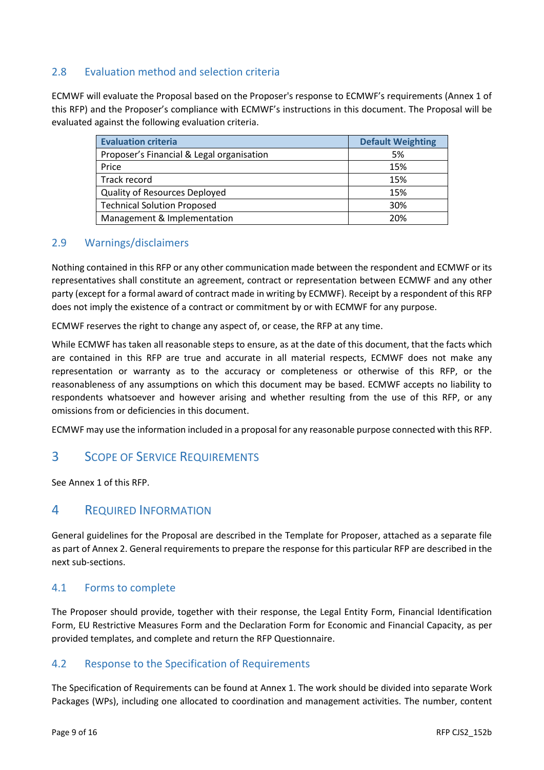## 2.8 Evaluation method and selection criteria

ECMWF will evaluate the Proposal based on the Proposer's response to ECMWF's requirements (Annex 1 of this RFP) and the Proposer's compliance with ECMWF's instructions in this document. The Proposal will be evaluated against the following evaluation criteria.

| Evaluation criteria | Default Weighting |
|---|---|
| Proposer's Financial & Legal organisation | 5% |
| Price | 15% |
| Track record | 15% |
| Quality of Resources Deployed | 15% |
| Technical Solution Proposed | 30% |
| Management & Implementation | 20% |

## 2.9 Warnings/disclaimers

Nothing contained in this RFP or any other communication made between the respondent and ECMWF or its representatives shall constitute an agreement, contract or representation between ECMWF and any other party (except for a formal award of contract made in writing by ECMWF). Receipt by a respondent of this RFP does not imply the existence of a contract or commitment by or with ECMWF for any purpose.

ECMWF reserves the right to change any aspect of, or cease, the RFP at any time.

While ECMWF has taken all reasonable steps to ensure, as at the date of this document, that the facts which are contained in this RFP are true and accurate in all material respects, ECMWF does not make any representation or warranty as to the accuracy or completeness or otherwise of this RFP, or the reasonableness of any assumptions on which this document may be based. ECMWF accepts no liability to respondents whatsoever and however arising and whether resulting from the use of this RFP, or any omissions from or deficiencies in this document.

ECMWF may use the information included in a proposal for any reasonable purpose connected with this RFP.

# 3 Scope of Service Requirements

See Annex 1 of this RFP.

# 4 Required Information

General guidelines for the Proposal are described in the Template for Proposer, attached as a separate file as part of Annex 2. General requirements to prepare the response for this particular RFP are described in the next sub-sections.

## 4.1 Forms to complete

The Proposer should provide, together with their response, the Legal Entity Form, Financial Identification Form, EU Restrictive Measures Form and the Declaration Form for Economic and Financial Capacity, as per provided templates, and complete and return the RFP Questionnaire.

## 4.2 Response to the Specification of Requirements

The Specification of Requirements can be found at Annex 1. The work should be divided into separate Work Packages (WPs), including one allocated to coordination and management activities. The number, content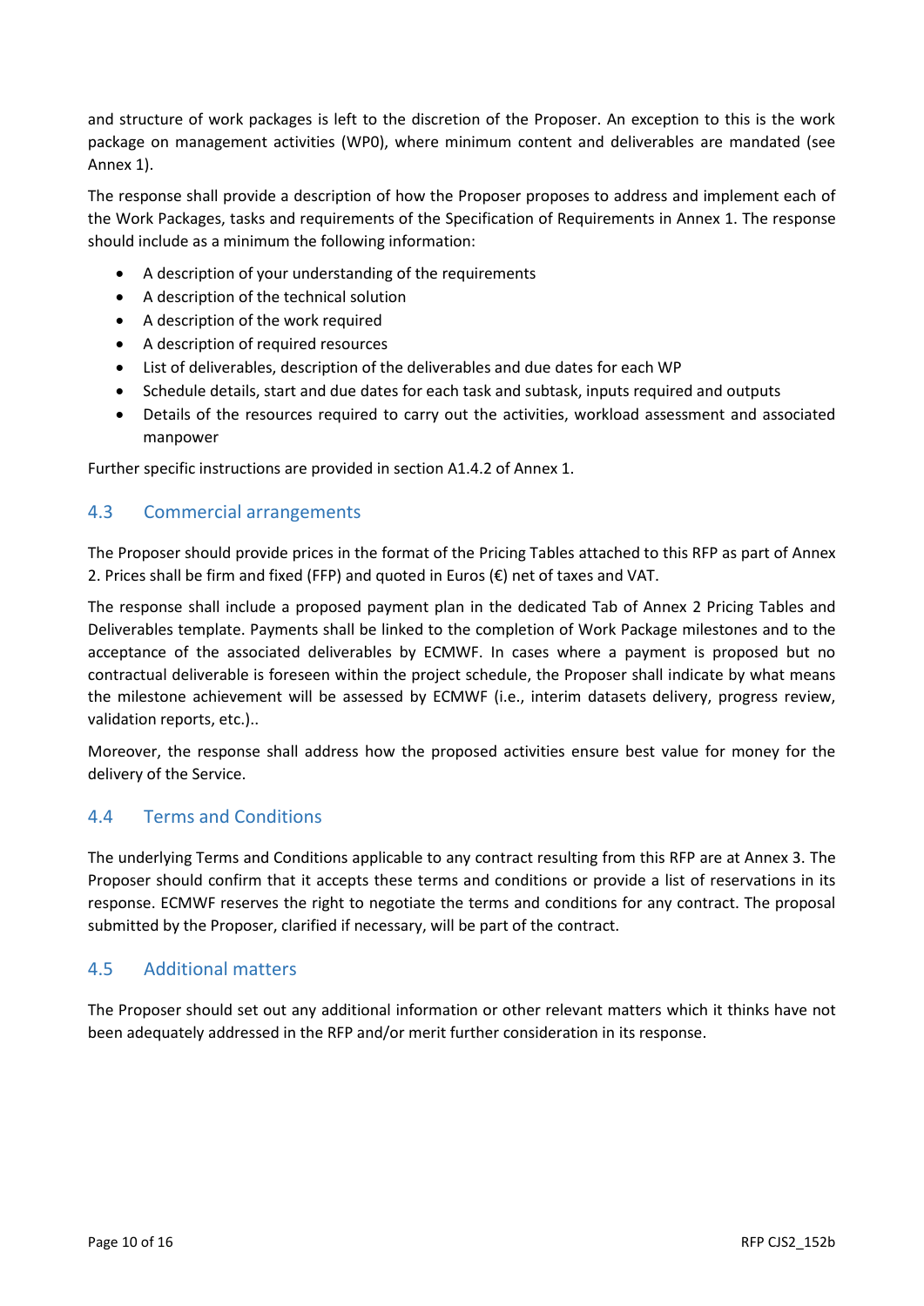and structure of work packages is left to the discretion of the Proposer. An exception to this is the work package on management activities (WP0), where minimum content and deliverables are mandated (see Annex 1).

The response shall provide a description of how the Proposer proposes to address and implement each of the Work Packages, tasks and requirements of the Specification of Requirements in Annex 1. The response should include as a minimum the following information:

- A description of your understanding of the requirements
- A description of the technical solution
- A description of the work required
- A description of required resources
- List of deliverables, description of the deliverables and due dates for each WP
- Schedule details, start and due dates for each task and subtask, inputs required and outputs
- Details of the resources required to carry out the activities, workload assessment and associated manpower

Further specific instructions are provided in section A1.4.2 of Annex 1.

## 4.3 Commercial arrangements

The Proposer should provide prices in the format of the Pricing Tables attached to this RFP as part of Annex 2. Prices shall be firm and fixed (FFP) and quoted in Euros (€) net of taxes and VAT.

The response shall include a proposed payment plan in the dedicated Tab of Annex 2 Pricing Tables and Deliverables template. Payments shall be linked to the completion of Work Package milestones and to the acceptance of the associated deliverables by ECMWF. In cases where a payment is proposed but no contractual deliverable is foreseen within the project schedule, the Proposer shall indicate by what means the milestone achievement will be assessed by ECMWF (i.e., interim datasets delivery, progress review, validation reports, etc.)..

Moreover, the response shall address how the proposed activities ensure best value for money for the delivery of the Service.

## 4.4 Terms and Conditions

The underlying Terms and Conditions applicable to any contract resulting from this RFP are at Annex 3. The Proposer should confirm that it accepts these terms and conditions or provide a list of reservations in its response. ECMWF reserves the right to negotiate the terms and conditions for any contract. The proposal submitted by the Proposer, clarified if necessary, will be part of the contract.

## 4.5 Additional matters

The Proposer should set out any additional information or other relevant matters which it thinks have not been adequately addressed in the RFP and/or merit further consideration in its response.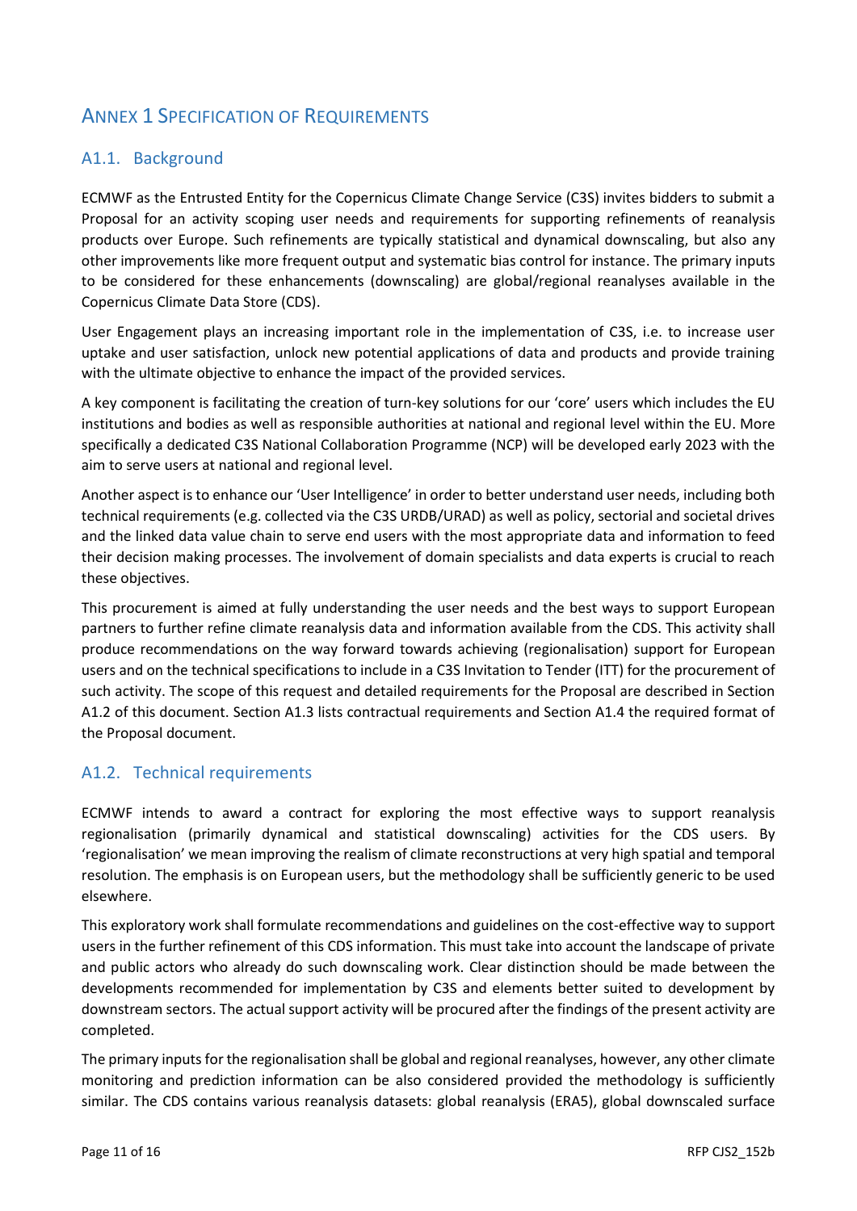# Annex 1 Specification of Requirements

## A1.1. Background

ECMWF as the Entrusted Entity for the Copernicus Climate Change Service (C3S) invites bidders to submit a Proposal for an activity scoping user needs and requirements for supporting refinements of reanalysis products over Europe. Such refinements are typically statistical and dynamical downscaling, but also any other improvements like more frequent output and systematic bias control for instance. The primary inputs to be considered for these enhancements (downscaling) are global/regional reanalyses available in the Copernicus Climate Data Store (CDS).

User Engagement plays an increasing important role in the implementation of C3S, i.e. to increase user uptake and user satisfaction, unlock new potential applications of data and products and provide training with the ultimate objective to enhance the impact of the provided services.

A key component is facilitating the creation of turn-key solutions for our 'core' users which includes the EU institutions and bodies as well as responsible authorities at national and regional level within the EU. More specifically a dedicated C3S National Collaboration Programme (NCP) will be developed early 2023 with the aim to serve users at national and regional level.

Another aspect is to enhance our 'User Intelligence' in order to better understand user needs, including both technical requirements (e.g. collected via the C3S URDB/URAD) as well as policy, sectorial and societal drives and the linked data value chain to serve end users with the most appropriate data and information to feed their decision making processes. The involvement of domain specialists and data experts is crucial to reach these objectives.

This procurement is aimed at fully understanding the user needs and the best ways to support European partners to further refine climate reanalysis data and information available from the CDS. This activity shall produce recommendations on the way forward towards achieving (regionalisation) support for European users and on the technical specifications to include in a C3S Invitation to Tender (ITT) for the procurement of such activity. The scope of this request and detailed requirements for the Proposal are described in Section A1.2 of this document. Section A1.3 lists contractual requirements and Section A1.4 the required format of the Proposal document.

## A1.2. Technical requirements

ECMWF intends to award a contract for exploring the most effective ways to support reanalysis regionalisation (primarily dynamical and statistical downscaling) activities for the CDS users. By 'regionalisation' we mean improving the realism of climate reconstructions at very high spatial and temporal resolution. The emphasis is on European users, but the methodology shall be sufficiently generic to be used elsewhere.

This exploratory work shall formulate recommendations and guidelines on the cost-effective way to support users in the further refinement of this CDS information. This must take into account the landscape of private and public actors who already do such downscaling work. Clear distinction should be made between the developments recommended for implementation by C3S and elements better suited to development by downstream sectors. The actual support activity will be procured after the findings of the present activity are completed.

The primary inputs for the regionalisation shall be global and regional reanalyses, however, any other climate monitoring and prediction information can be also considered provided the methodology is sufficiently similar. The CDS contains various reanalysis datasets: global reanalysis (ERA5), global downscaled surface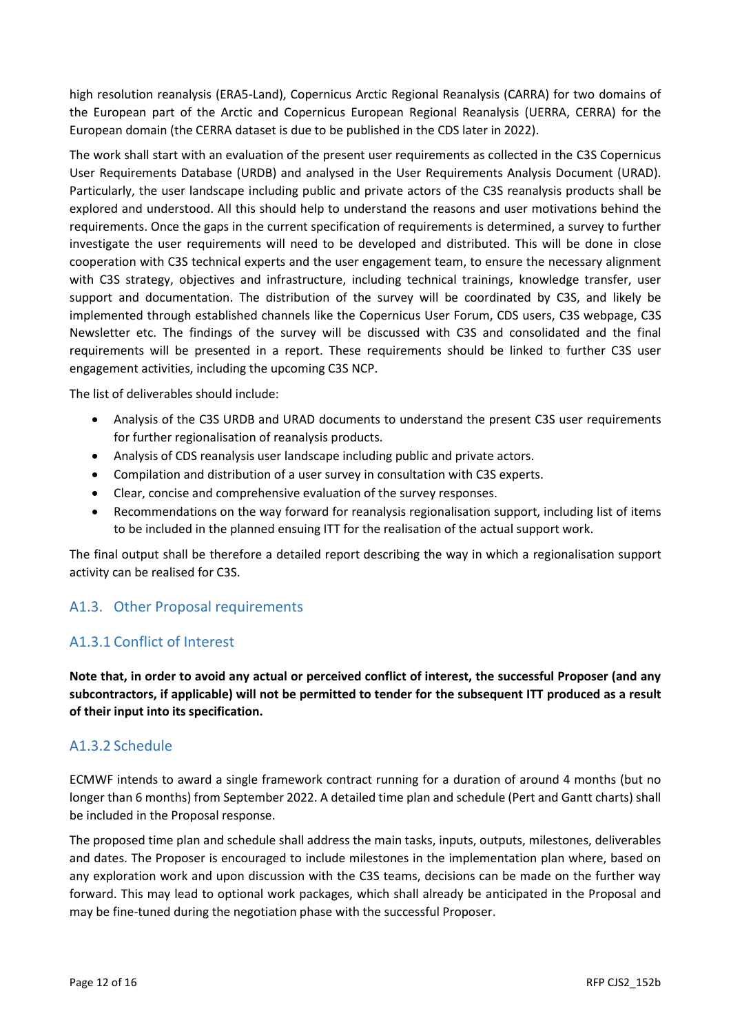high resolution reanalysis (ERA5-Land), Copernicus Arctic Regional Reanalysis (CARRA) for two domains of the European part of the Arctic and Copernicus European Regional Reanalysis (UERRA, CERRA) for the European domain (the CERRA dataset is due to be published in the CDS later in 2022).

The work shall start with an evaluation of the present user requirements as collected in the C3S Copernicus User Requirements Database (URDB) and analysed in the User Requirements Analysis Document (URAD). Particularly, the user landscape including public and private actors of the C3S reanalysis products shall be explored and understood. All this should help to understand the reasons and user motivations behind the requirements. Once the gaps in the current specification of requirements is determined, a survey to further investigate the user requirements will need to be developed and distributed. This will be done in close cooperation with C3S technical experts and the user engagement team, to ensure the necessary alignment with C3S strategy, objectives and infrastructure, including technical trainings, knowledge transfer, user support and documentation. The distribution of the survey will be coordinated by C3S, and likely be implemented through established channels like the Copernicus User Forum, CDS users, C3S webpage, C3S Newsletter etc. The findings of the survey will be discussed with C3S and consolidated and the final requirements will be presented in a report. These requirements should be linked to further C3S user engagement activities, including the upcoming C3S NCP.

The list of deliverables should include:

- Analysis of the C3S URDB and URAD documents to understand the present C3S user requirements for further regionalisation of reanalysis products.
- Analysis of CDS reanalysis user landscape including public and private actors.
- Compilation and distribution of a user survey in consultation with C3S experts.
- Clear, concise and comprehensive evaluation of the survey responses.
- Recommendations on the way forward for reanalysis regionalisation support, including list of items to be included in the planned ensuing ITT for the realisation of the actual support work.

The final output shall be therefore a detailed report describing the way in which a regionalisation support activity can be realised for C3S.

## A1.3. Other Proposal requirements

### A1.3.1 Conflict of Interest

**Note that, in order to avoid any actual or perceived conflict of interest, the successful Proposer (and any subcontractors, if applicable) will not be permitted to tender for the subsequent ITT produced as a result of their input into its specification.**

### A1.3.2 Schedule

ECMWF intends to award a single framework contract running for a duration of around 4 months (but no longer than 6 months) from September 2022. A detailed time plan and schedule (Pert and Gantt charts) shall be included in the Proposal response.

The proposed time plan and schedule shall address the main tasks, inputs, outputs, milestones, deliverables and dates. The Proposer is encouraged to include milestones in the implementation plan where, based on any exploration work and upon discussion with the C3S teams, decisions can be made on the further way forward. This may lead to optional work packages, which shall already be anticipated in the Proposal and may be fine-tuned during the negotiation phase with the successful Proposer.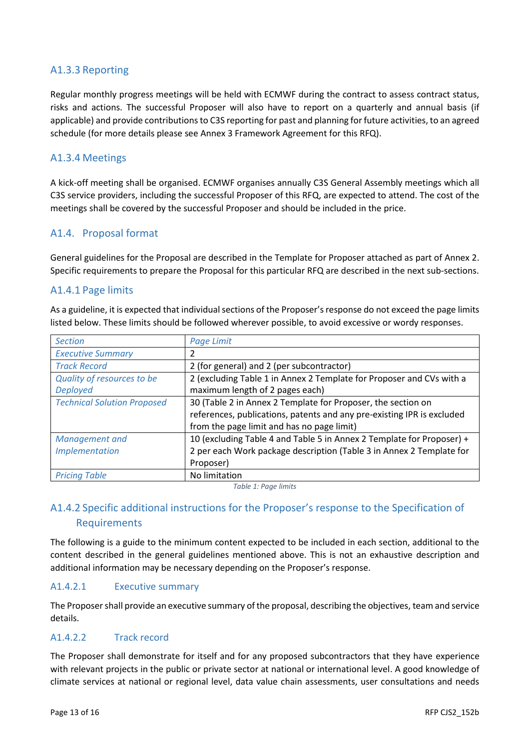### A1.3.3 Reporting

Regular monthly progress meetings will be held with ECMWF during the contract to assess contract status, risks and actions. The successful Proposer will also have to report on a quarterly and annual basis (if applicable) and provide contributions to C3S reporting for past and planning for future activities, to an agreed schedule (for more details please see Annex 3 Framework Agreement for this RFQ).

### A1.3.4 Meetings

A kick-off meeting shall be organised. ECMWF organises annually C3S General Assembly meetings which all C3S service providers, including the successful Proposer of this RFQ, are expected to attend. The cost of the meetings shall be covered by the successful Proposer and should be included in the price.

## A1.4. Proposal format

General guidelines for the Proposal are described in the Template for Proposer attached as part of Annex 2. Specific requirements to prepare the Proposal for this particular RFQ are described in the next sub-sections.

### A1.4.1 Page limits

As a guideline, it is expected that individual sections of the Proposer's response do not exceed the page limits listed below. These limits should be followed wherever possible, to avoid excessive or wordy responses.

| *Section* | *Page Limit* |
|---|---|
| *Executive Summary* | 2 |
| *Track Record* | 2 (for general) and 2 (per subcontractor) |
| *Quality of resources to be Deployed* | 2 (excluding Table 1 in Annex 2 Template for Proposer and CVs with a maximum length of 2 pages each) |
| *Technical Solution Proposed* | 30 (Table 2 in Annex 2 Template for Proposer, the section on references, publications, patents and any pre-existing IPR is excluded from the page limit and has no page limit) |
| *Management and Implementation* | 10 (excluding Table 4 and Table 5 in Annex 2 Template for Proposer) + 2 per each Work package description (Table 3 in Annex 2 Template for Proposer) |
| *Pricing Table* | No limitation |

*Table 1: Page limits*

### A1.4.2 Specific additional instructions for the Proposer's response to the Specification of Requirements

The following is a guide to the minimum content expected to be included in each section, additional to the content described in the general guidelines mentioned above. This is not an exhaustive description and additional information may be necessary depending on the Proposer's response.

#### A1.4.2.1 Executive summary

The Proposer shall provide an executive summary of the proposal, describing the objectives, team and service details.

#### A1.4.2.2 Track record

The Proposer shall demonstrate for itself and for any proposed subcontractors that they have experience with relevant projects in the public or private sector at national or international level. A good knowledge of climate services at national or regional level, data value chain assessments, user consultations and needs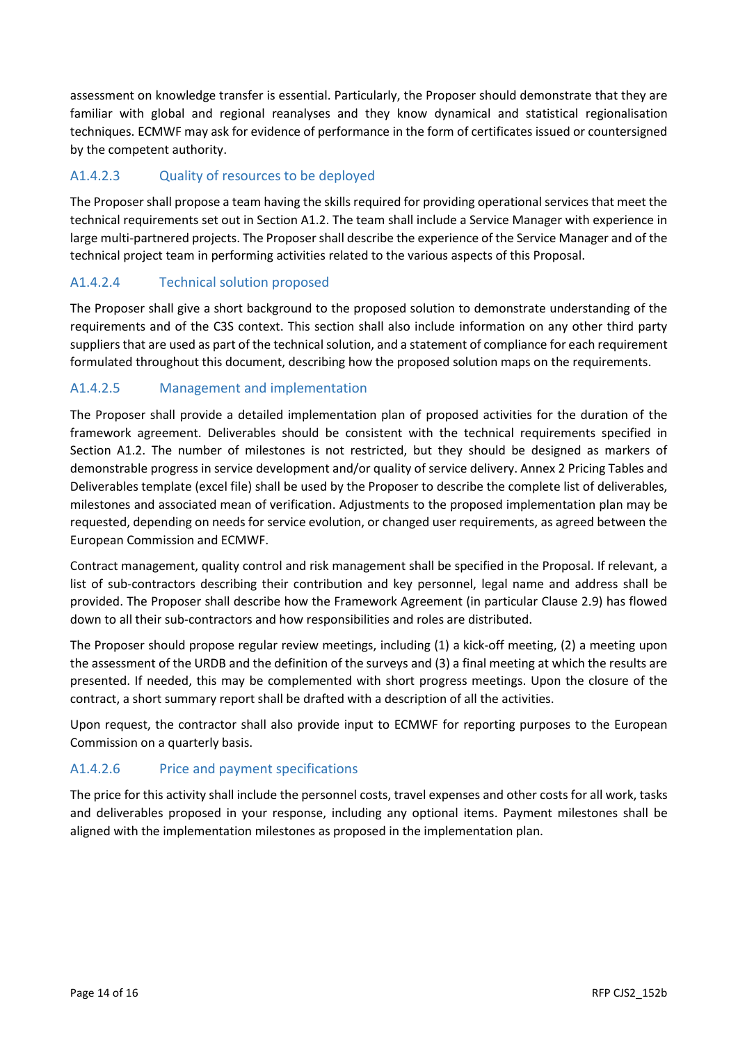assessment on knowledge transfer is essential. Particularly, the Proposer should demonstrate that they are familiar with global and regional reanalyses and they know dynamical and statistical regionalisation techniques. ECMWF may ask for evidence of performance in the form of certificates issued or countersigned by the competent authority.

#### A1.4.2.3 Quality of resources to be deployed

The Proposer shall propose a team having the skills required for providing operational services that meet the technical requirements set out in Section A1.2. The team shall include a Service Manager with experience in large multi-partnered projects. The Proposer shall describe the experience of the Service Manager and of the technical project team in performing activities related to the various aspects of this Proposal.

#### A1.4.2.4 Technical solution proposed

The Proposer shall give a short background to the proposed solution to demonstrate understanding of the requirements and of the C3S context. This section shall also include information on any other third party suppliers that are used as part of the technical solution, and a statement of compliance for each requirement formulated throughout this document, describing how the proposed solution maps on the requirements.

#### A1.4.2.5 Management and implementation

The Proposer shall provide a detailed implementation plan of proposed activities for the duration of the framework agreement. Deliverables should be consistent with the technical requirements specified in Section A1.2. The number of milestones is not restricted, but they should be designed as markers of demonstrable progress in service development and/or quality of service delivery. Annex 2 Pricing Tables and Deliverables template (excel file) shall be used by the Proposer to describe the complete list of deliverables, milestones and associated mean of verification. Adjustments to the proposed implementation plan may be requested, depending on needs for service evolution, or changed user requirements, as agreed between the European Commission and ECMWF.

Contract management, quality control and risk management shall be specified in the Proposal. If relevant, a list of sub-contractors describing their contribution and key personnel, legal name and address shall be provided. The Proposer shall describe how the Framework Agreement (in particular Clause 2.9) has flowed down to all their sub-contractors and how responsibilities and roles are distributed.

The Proposer should propose regular review meetings, including (1) a kick-off meeting, (2) a meeting upon the assessment of the URDB and the definition of the surveys and (3) a final meeting at which the results are presented. If needed, this may be complemented with short progress meetings. Upon the closure of the contract, a short summary report shall be drafted with a description of all the activities.

Upon request, the contractor shall also provide input to ECMWF for reporting purposes to the European Commission on a quarterly basis.

#### A1.4.2.6 Price and payment specifications

The price for this activity shall include the personnel costs, travel expenses and other costs for all work, tasks and deliverables proposed in your response, including any optional items. Payment milestones shall be aligned with the implementation milestones as proposed in the implementation plan.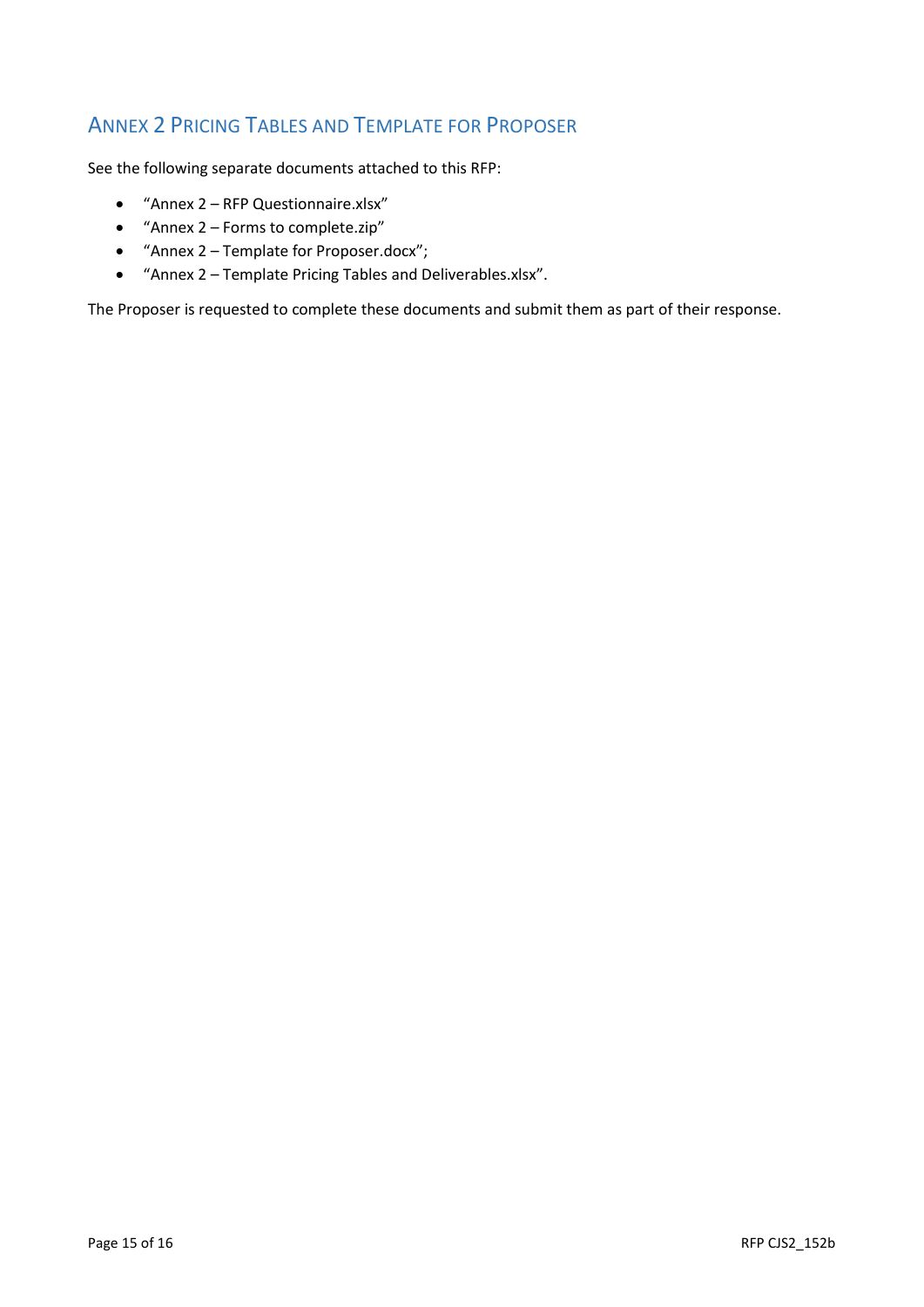## Annex 2 Pricing Tables and Template for Proposer

See the following separate documents attached to this RFP:

- “Annex 2 – RFP Questionnaire.xlsx”
- “Annex 2 – Forms to complete.zip”
- “Annex 2 – Template for Proposer.docx”;
- “Annex 2 – Template Pricing Tables and Deliverables.xlsx”.

The Proposer is requested to complete these documents and submit them as part of their response.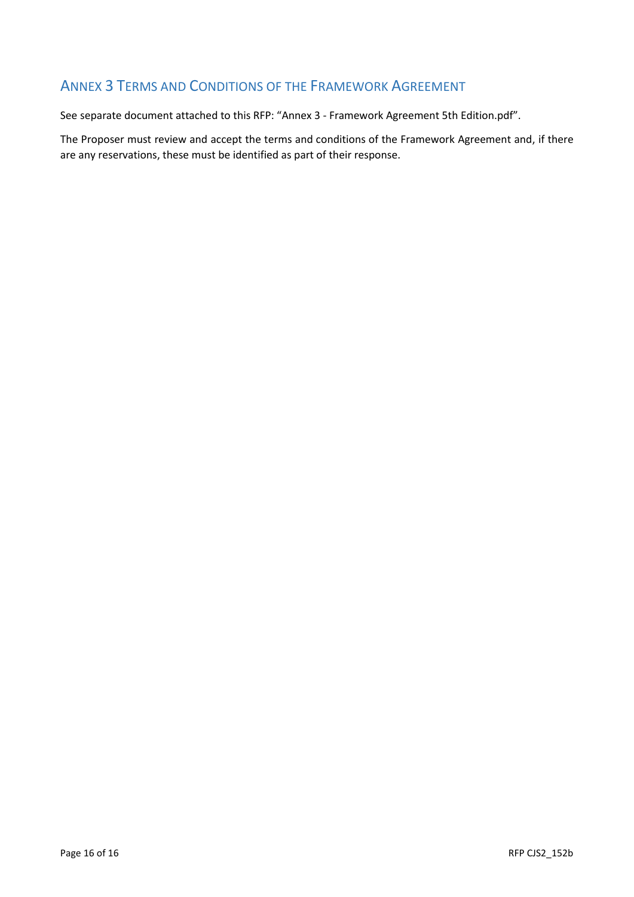## Annex 3 Terms and Conditions of the Framework Agreement

See separate document attached to this RFP: "Annex 3 - Framework Agreement 5th Edition.pdf".

The Proposer must review and accept the terms and conditions of the Framework Agreement and, if there are any reservations, these must be identified as part of their response.